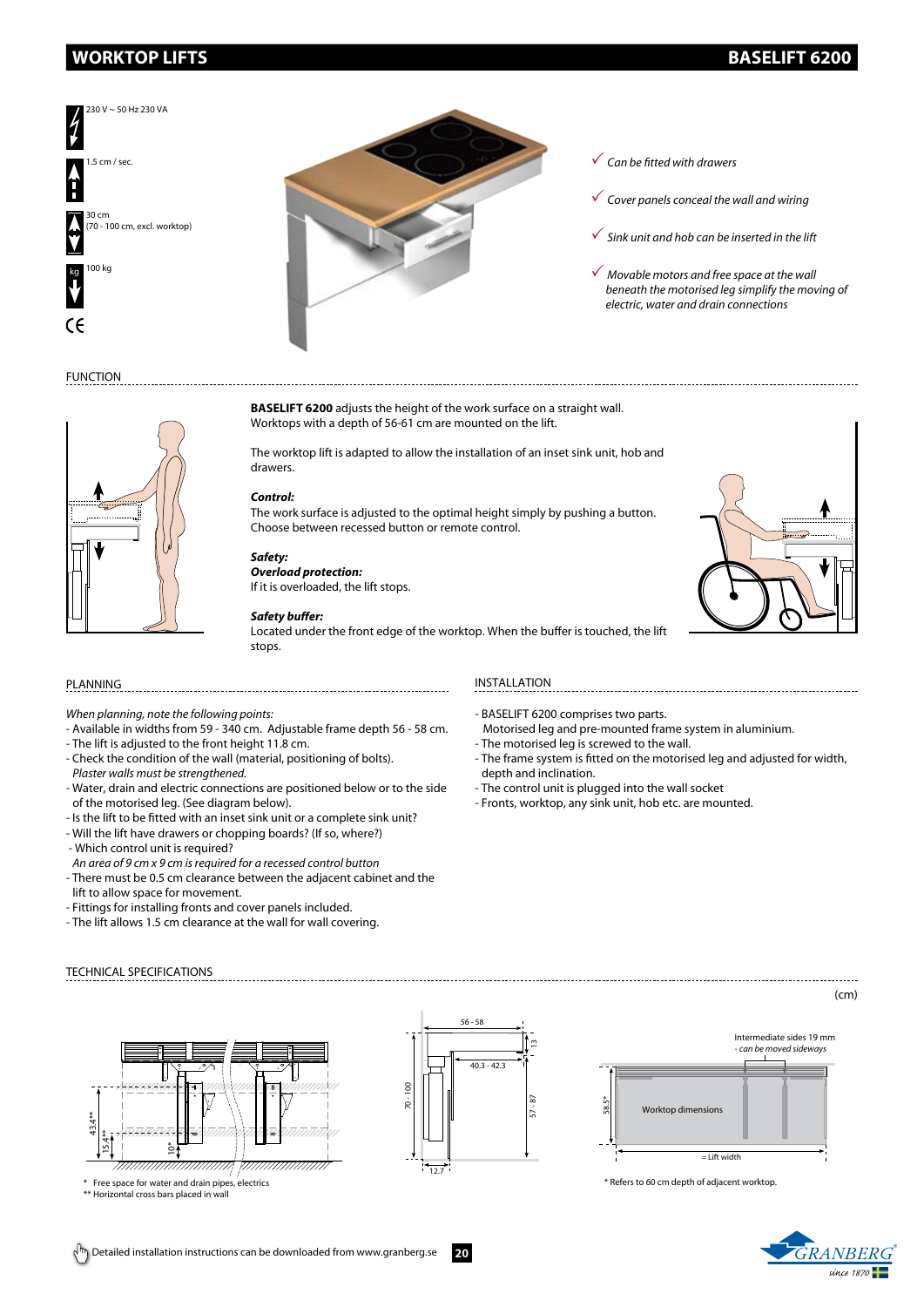# WORKTOP LIFTS

## BASELIFT 6200

230 V ~ 50 Hz 230 VA

1.5 cm / sec.

30 cm
(70 - 100 cm, excl. worktop)

100 kg

CE

- *Can be fitted with drawers*
- *Cover panels conceal the wall and wiring*
- *Sink unit and hob can be inserted in the lift*
- *Movable motors and free space at the wall beneath the motorised leg simplify the moving of electric, water and drain connections*

### FUNCTION

**BASELIFT 6200** adjusts the height of the work surface on a straight wall. Worktops with a depth of 56-61 cm are mounted on the lift.

The worktop lift is adapted to allow the installation of an inset sink unit, hob and drawers.

***Control:***
The work surface is adjusted to the optimal height simply by pushing a button. Choose between recessed button or remote control.

***Safety:***
***Overload protection:***
If it is overloaded, the lift stops.

***Safety buffer:***
Located under the front edge of the worktop. When the buffer is touched, the lift stops.

### PLANNING

*When planning, note the following points:*
- Available in widths from 59 - 340 cm. Adjustable frame depth 56 - 58 cm.
- The lift is adjusted to the front height 11.8 cm.
- Check the condition of the wall (material, positioning of bolts).
  *Plaster walls must be strengthened.*
- Water, drain and electric connections are positioned below or to the side of the motorised leg. (See diagram below).
- Is the lift to be fitted with an inset sink unit or a complete sink unit?
- Will the lift have drawers or chopping boards? (If so, where?)
- Which control unit is required?
  *An area of 9 cm x 9 cm is required for a recessed control button*
- There must be 0.5 cm clearance between the adjacent cabinet and the lift to allow space for movement.
- Fittings for installing fronts and cover panels included.
- The lift allows 1.5 cm clearance at the wall for wall covering.

### INSTALLATION

- BASELIFT 6200 comprises two parts.
  Motorised leg and pre-mounted frame system in aluminium.
- The motorised leg is screwed to the wall.
- The frame system is fitted on the motorised leg and adjusted for width, depth and inclination.
- The control unit is plugged into the wall socket
- Fronts, worktop, any sink unit, hob etc. are mounted.

### TECHNICAL SPECIFICATIONS

(cm)

43.4**, 15.4**, 10*

\* Free space for water and drain pipes, electrics
\*\* Horizontal cross bars placed in wall

56 - 58, 13, 40.3 - 42.3, 70 - 100, 57 - 87, 12.7

Intermediate sides 19 mm
*- can be moved sideways*

58.5*, Worktop dimensions, = Lift width

\* Refers to 60 cm depth of adjacent worktop.

Detailed installation instructions can be downloaded from www.granberg.se

GRANBERG® *since 1870*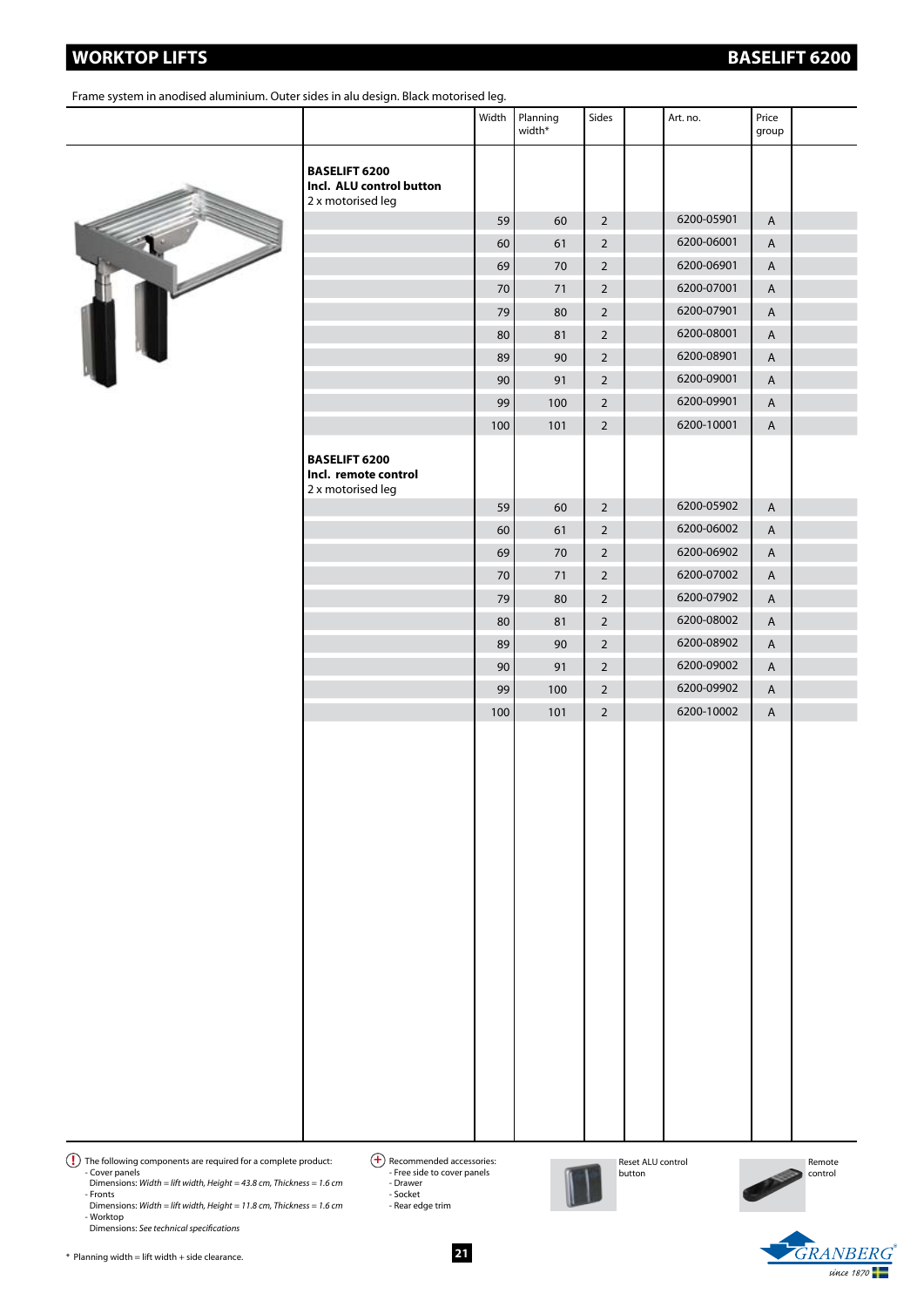# WORKTOP LIFTS

## BASELIFT 6200

Frame system in anodised aluminium. Outer sides in alu design. Black motorised leg.

| | Width | Planning width* | Sides | | Art. no. | Price group | |
|---|---|---|---|---|---|---|---|
| **BASELIFT 6200** **Incl. ALU control button** 2 x motorised leg | | | | | | | |
| | 59 | 60 | 2 | | 6200-05901 | A | |
| | 60 | 61 | 2 | | 6200-06001 | A | |
| | 69 | 70 | 2 | | 6200-06901 | A | |
| | 70 | 71 | 2 | | 6200-07001 | A | |
| | 79 | 80 | 2 | | 6200-07901 | A | |
| | 80 | 81 | 2 | | 6200-08001 | A | |
| | 89 | 90 | 2 | | 6200-08901 | A | |
| | 90 | 91 | 2 | | 6200-09001 | A | |
| | 99 | 100 | 2 | | 6200-09901 | A | |
| | 100 | 101 | 2 | | 6200-10001 | A | |
| **BASELIFT 6200** **Incl. remote control** 2 x motorised leg | | | | | | | |
| | 59 | 60 | 2 | | 6200-05902 | A | |
| | 60 | 61 | 2 | | 6200-06002 | A | |
| | 69 | 70 | 2 | | 6200-06902 | A | |
| | 70 | 71 | 2 | | 6200-07002 | A | |
| | 79 | 80 | 2 | | 6200-07902 | A | |
| | 80 | 81 | 2 | | 6200-08002 | A | |
| | 89 | 90 | 2 | | 6200-08902 | A | |
| | 90 | 91 | 2 | | 6200-09002 | A | |
| | 99 | 100 | 2 | | 6200-09902 | A | |
| | 100 | 101 | 2 | | 6200-10002 | A | |

The following components are required for a complete product:
- Cover panels
  Dimensions: *Width = lift width, Height = 43.8 cm, Thickness = 1.6 cm*
- Fronts
  Dimensions: *Width = lift width, Height = 11.8 cm, Thickness = 1.6 cm*
- Worktop
  Dimensions: *See technical specifications*

Recommended accessories:
- Free side to cover panels
- Drawer
- Socket
- Rear edge trim

Reset ALU control button

Remote control

* Planning width = lift width + side clearance.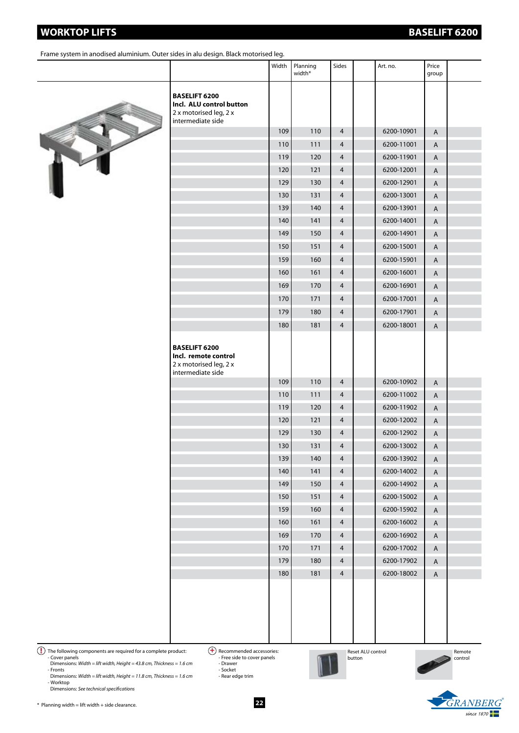# WORKTOP LIFTS — BASELIFT 6200

Frame system in anodised aluminium. Outer sides in alu design. Black motorised leg.

| | Width | Planning width* | Sides | | Art. no. | Price group |
|---|---|---|---|---|---|---|
| **BASELIFT 6200** **Incl. ALU control button** 2 x motorised leg, 2 x intermediate side | | | | | | |
| | 109 | 110 | 4 | | 6200-10901 | A |
| | 110 | 111 | 4 | | 6200-11001 | A |
| | 119 | 120 | 4 | | 6200-11901 | A |
| | 120 | 121 | 4 | | 6200-12001 | A |
| | 129 | 130 | 4 | | 6200-12901 | A |
| | 130 | 131 | 4 | | 6200-13001 | A |
| | 139 | 140 | 4 | | 6200-13901 | A |
| | 140 | 141 | 4 | | 6200-14001 | A |
| | 149 | 150 | 4 | | 6200-14901 | A |
| | 150 | 151 | 4 | | 6200-15001 | A |
| | 159 | 160 | 4 | | 6200-15901 | A |
| | 160 | 161 | 4 | | 6200-16001 | A |
| | 169 | 170 | 4 | | 6200-16901 | A |
| | 170 | 171 | 4 | | 6200-17001 | A |
| | 179 | 180 | 4 | | 6200-17901 | A |
| | 180 | 181 | 4 | | 6200-18001 | A |
| **BASELIFT 6200** **Incl. remote control** 2 x motorised leg, 2 x intermediate side | | | | | | |
| | 109 | 110 | 4 | | 6200-10902 | A |
| | 110 | 111 | 4 | | 6200-11002 | A |
| | 119 | 120 | 4 | | 6200-11902 | A |
| | 120 | 121 | 4 | | 6200-12002 | A |
| | 129 | 130 | 4 | | 6200-12902 | A |
| | 130 | 131 | 4 | | 6200-13002 | A |
| | 139 | 140 | 4 | | 6200-13902 | A |
| | 140 | 141 | 4 | | 6200-14002 | A |
| | 149 | 150 | 4 | | 6200-14902 | A |
| | 150 | 151 | 4 | | 6200-15002 | A |
| | 159 | 160 | 4 | | 6200-15902 | A |
| | 160 | 161 | 4 | | 6200-16002 | A |
| | 169 | 170 | 4 | | 6200-16902 | A |
| | 170 | 171 | 4 | | 6200-17002 | A |
| | 179 | 180 | 4 | | 6200-17902 | A |
| | 180 | 181 | 4 | | 6200-18002 | A |

(!) The following components are required for a complete product:
- Cover panels
  Dimensions: *Width = lift width, Height = 43.8 cm, Thickness = 1.6 cm*
- Fronts
  Dimensions: *Width = lift width, Height = 11.8 cm, Thickness = 1.6 cm*
- Worktop
  Dimensions: *See technical specifications*

(+) Recommended accessories:
- Free side to cover panels
- Drawer
- Socket
- Rear edge trim

Reset ALU control button

Remote control

\* Planning width = lift width + side clearance.

GRANBERG since 1870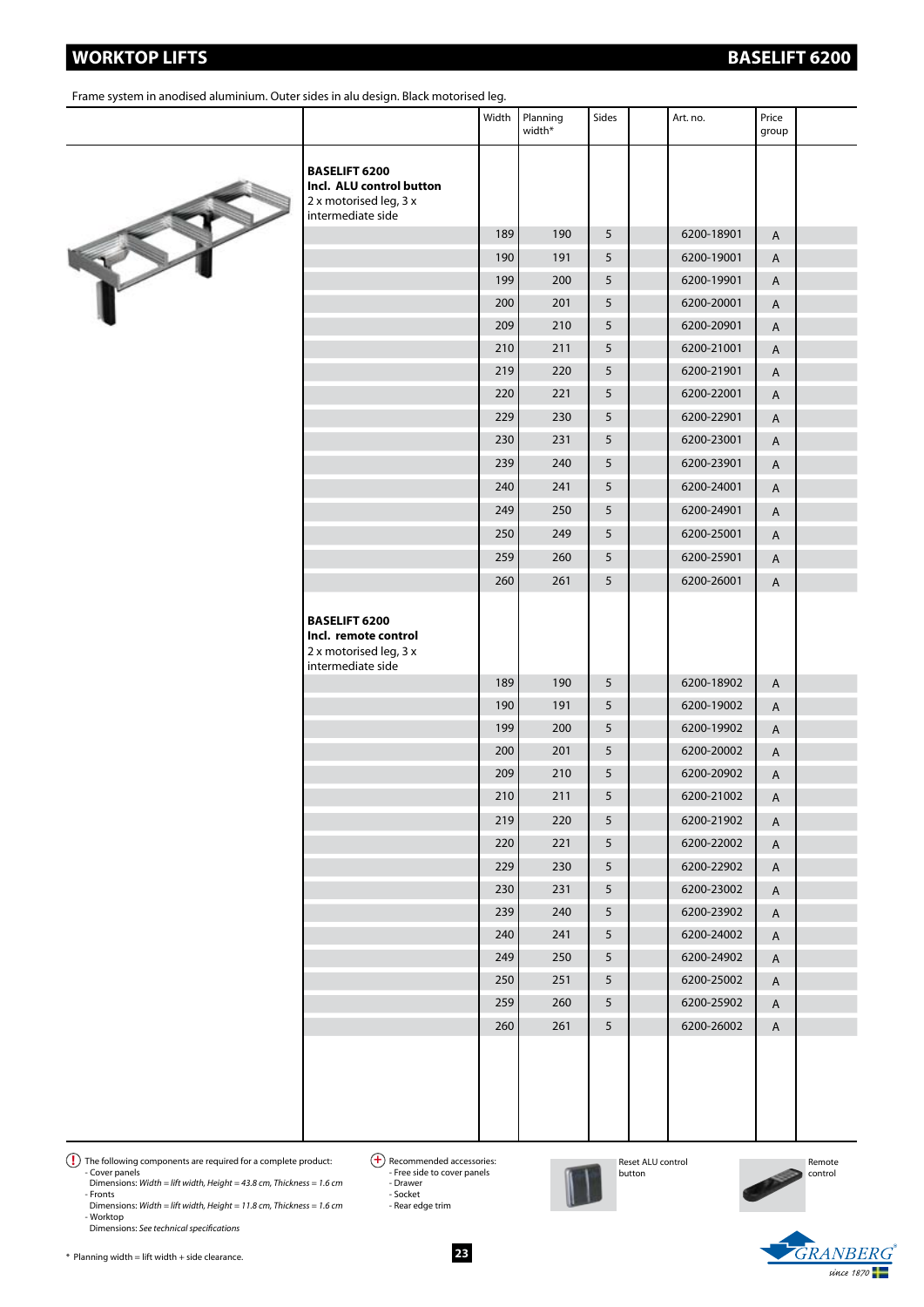# WORKTOP LIFTS

## BASELIFT 6200

Frame system in anodised aluminium. Outer sides in alu design. Black motorised leg.

| | Width | Planning width* | Sides | | Art. no. | Price group | |
|---|---|---|---|---|---|---|---|
| **BASELIFT 6200** **Incl. ALU control button** 2 x motorised leg, 3 x intermediate side | | | | | | | |
| | 189 | 190 | 5 | | 6200-18901 | A | |
| | 190 | 191 | 5 | | 6200-19001 | A | |
| | 199 | 200 | 5 | | 6200-19901 | A | |
| | 200 | 201 | 5 | | 6200-20001 | A | |
| | 209 | 210 | 5 | | 6200-20901 | A | |
| | 210 | 211 | 5 | | 6200-21001 | A | |
| | 219 | 220 | 5 | | 6200-21901 | A | |
| | 220 | 221 | 5 | | 6200-22001 | A | |
| | 229 | 230 | 5 | | 6200-22901 | A | |
| | 230 | 231 | 5 | | 6200-23001 | A | |
| | 239 | 240 | 5 | | 6200-23901 | A | |
| | 240 | 241 | 5 | | 6200-24001 | A | |
| | 249 | 250 | 5 | | 6200-24901 | A | |
| | 250 | 249 | 5 | | 6200-25001 | A | |
| | 259 | 260 | 5 | | 6200-25901 | A | |
| | 260 | 261 | 5 | | 6200-26001 | A | |
| **BASELIFT 6200** **Incl. remote control** 2 x motorised leg, 3 x intermediate side | | | | | | | |
| | 189 | 190 | 5 | | 6200-18902 | A | |
| | 190 | 191 | 5 | | 6200-19002 | A | |
| | 199 | 200 | 5 | | 6200-19902 | A | |
| | 200 | 201 | 5 | | 6200-20002 | A | |
| | 209 | 210 | 5 | | 6200-20902 | A | |
| | 210 | 211 | 5 | | 6200-21002 | A | |
| | 219 | 220 | 5 | | 6200-21902 | A | |
| | 220 | 221 | 5 | | 6200-22002 | A | |
| | 229 | 230 | 5 | | 6200-22902 | A | |
| | 230 | 231 | 5 | | 6200-23002 | A | |
| | 239 | 240 | 5 | | 6200-23902 | A | |
| | 240 | 241 | 5 | | 6200-24002 | A | |
| | 249 | 250 | 5 | | 6200-24902 | A | |
| | 250 | 251 | 5 | | 6200-25002 | A | |
| | 259 | 260 | 5 | | 6200-25902 | A | |
| | 260 | 261 | 5 | | 6200-26002 | A | |

(!) The following components are required for a complete product:
- Cover panels
  Dimensions: *Width = lift width, Height = 43.8 cm, Thickness = 1.6 cm*
- Fronts
  Dimensions: *Width = lift width, Height = 11.8 cm, Thickness = 1.6 cm*
- Worktop
  Dimensions: *See technical specifications*

(+) Recommended accessories:
- Free side to cover panels
- Drawer
- Socket
- Rear edge trim

Reset ALU control button

Remote control

\* Planning width = lift width + side clearance.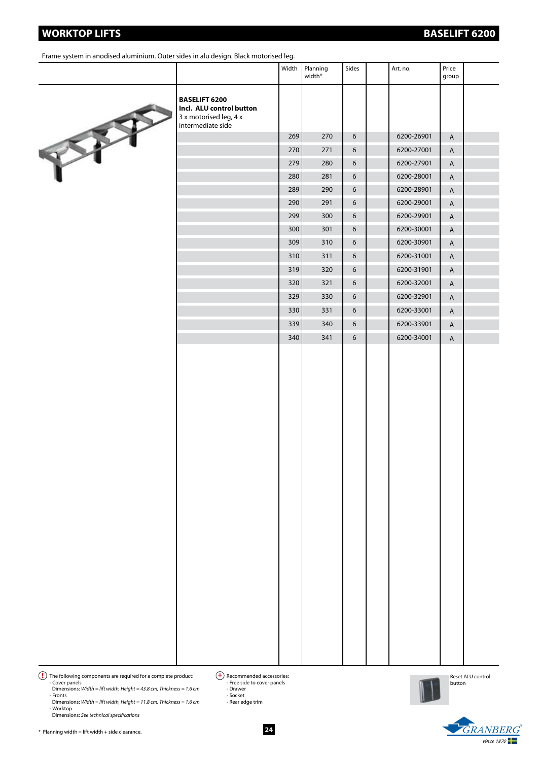## WORKTOP LIFTS

## BASELIFT 6200

Frame system in anodised aluminium. Outer sides in alu design. Black motorised leg.

| | Width | Planning width* | Sides | | Art. no. | Price group | |
|---|---|---|---|---|---|---|---|
| **BASELIFT 6200** **Incl. ALU control button** 3 x motorised leg, 4 x intermediate side | | | | | | | |
| | 269 | 270 | 6 | | 6200-26901 | A | |
| | 270 | 271 | 6 | | 6200-27001 | A | |
| | 279 | 280 | 6 | | 6200-27901 | A | |
| | 280 | 281 | 6 | | 6200-28001 | A | |
| | 289 | 290 | 6 | | 6200-28901 | A | |
| | 290 | 291 | 6 | | 6200-29001 | A | |
| | 299 | 300 | 6 | | 6200-29901 | A | |
| | 300 | 301 | 6 | | 6200-30001 | A | |
| | 309 | 310 | 6 | | 6200-30901 | A | |
| | 310 | 311 | 6 | | 6200-31001 | A | |
| | 319 | 320 | 6 | | 6200-31901 | A | |
| | 320 | 321 | 6 | | 6200-32001 | A | |
| | 329 | 330 | 6 | | 6200-32901 | A | |
| | 330 | 331 | 6 | | 6200-33001 | A | |
| | 339 | 340 | 6 | | 6200-33901 | A | |
| | 340 | 341 | 6 | | 6200-34001 | A | |

(!) The following components are required for a complete product:
- Cover panels
  Dimensions: *Width = lift width, Height = 43.8 cm, Thickness = 1.6 cm*
- Fronts
  Dimensions: *Width = lift width, Height = 11.8 cm, Thickness = 1.6 cm*
- Worktop
  Dimensions: *See technical specifications*

(+) Recommended accessories:
- Free side to cover panels
- Drawer
- Socket
- Rear edge trim

Reset ALU control button

\* Planning width = lift width + side clearance.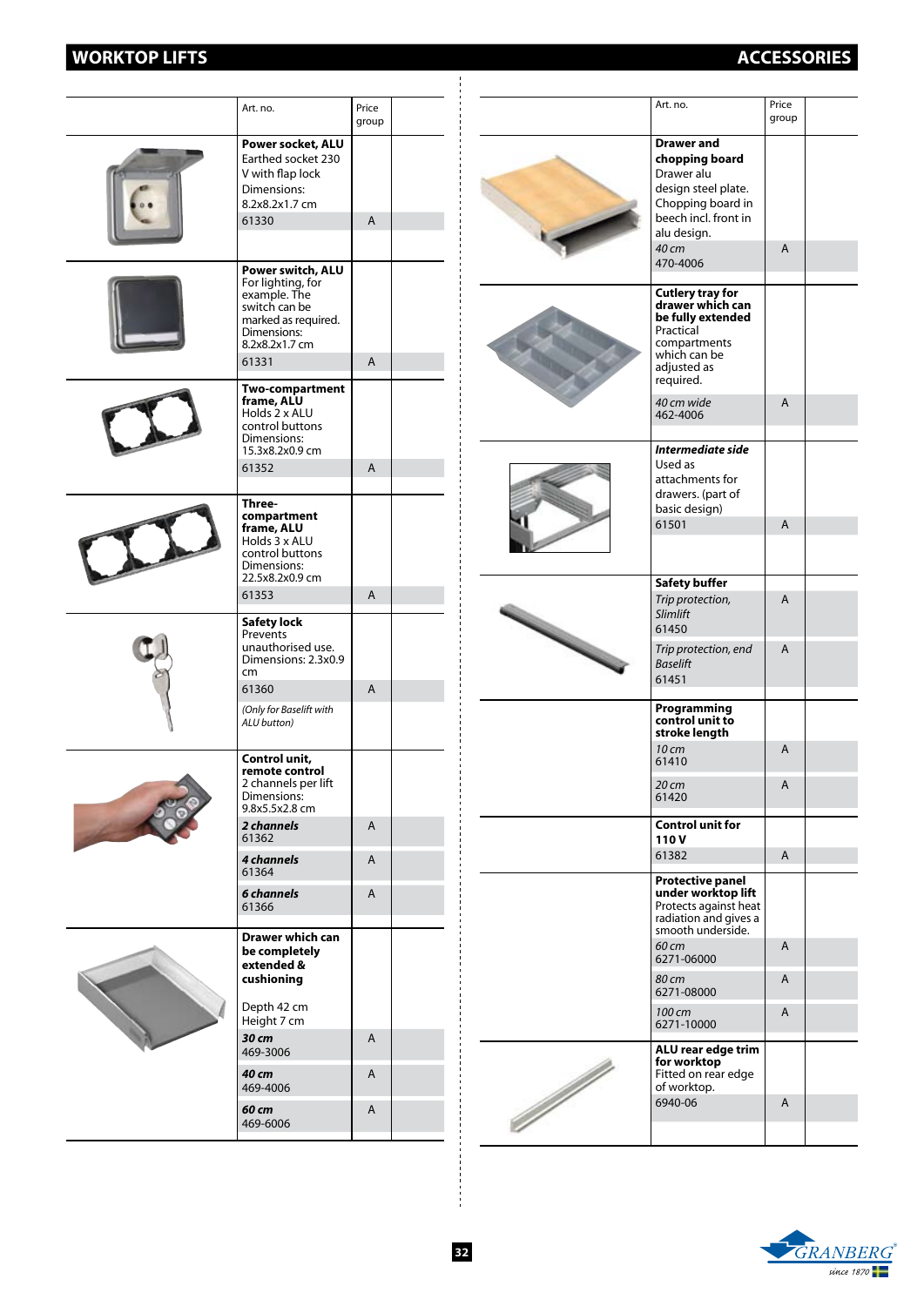# WORKTOP LIFTS

## ACCESSORIES

| | Art. no. | Price group | |
|---|---|---|---|
| | **Power socket, ALU** Earthed socket 230 V with flap lock Dimensions: 8.2x8.2x1.7 cm | | |
| | 61330 | A | |
| | **Power switch, ALU** For lighting, for example. The switch can be marked as required. Dimensions: 8.2x8.2x1.7 cm | | |
| | 61331 | A | |
| | **Two-compartment frame, ALU** Holds 2 x ALU control buttons Dimensions: 15.3x8.2x0.9 cm | | |
| | 61352 | A | |
| | **Three-compartment frame, ALU** Holds 3 x ALU control buttons Dimensions: 22.5x8.2x0.9 cm | | |
| | 61353 | A | |
| | **Safety lock** Prevents unauthorised use. Dimensions: 2.3x0.9 cm | | |
| | 61360 | A | |
| | *(Only for Baselift with ALU button)* | | |
| | **Control unit, remote control** 2 channels per lift Dimensions: 9.8x5.5x2.8 cm | | |
| | ***2 channels*** 61362 | A | |
| | ***4 channels*** 61364 | A | |
| | ***6 channels*** 61366 | A | |
| | **Drawer which can be completely extended & cushioning** Depth 42 cm Height 7 cm | | |
| | ***30 cm*** 469-3006 | A | |
| | ***40 cm*** 469-4006 | A | |
| | ***60 cm*** 469-6006 | A | |

| | Art. no. | Price group | |
|---|---|---|---|
| | **Drawer and chopping board** Drawer alu design steel plate. Chopping board in beech incl. front in alu design. | | |
| | *40 cm* 470-4006 | A | |
| | **Cutlery tray for drawer which can be fully extended** Practical compartments which can be adjusted as required. | | |
| | *40 cm wide* 462-4006 | A | |
| | ***Intermediate side*** Used as attachments for drawers. (part of basic design) | | |
| | 61501 | A | |
| | **Safety buffer** | | |
| | *Trip protection, Slimlift* 61450 | A | |
| | *Trip protection, end Baselift* 61451 | A | |
| | **Programming control unit to stroke length** | | |
| | *10 cm* 61410 | A | |
| | *20 cm* 61420 | A | |
| | **Control unit for 110 V** | | |
| | 61382 | A | |
| | **Protective panel under worktop lift** Protects against heat radiation and gives a smooth underside. | | |
| | *60 cm* 6271-06000 | A | |
| | *80 cm* 6271-08000 | A | |
| | *100 cm* 6271-10000 | A | |
| | **ALU rear edge trim for worktop** Fitted on rear edge of worktop. | | |
| | 6940-06 | A | |

GRANBERG® since 1870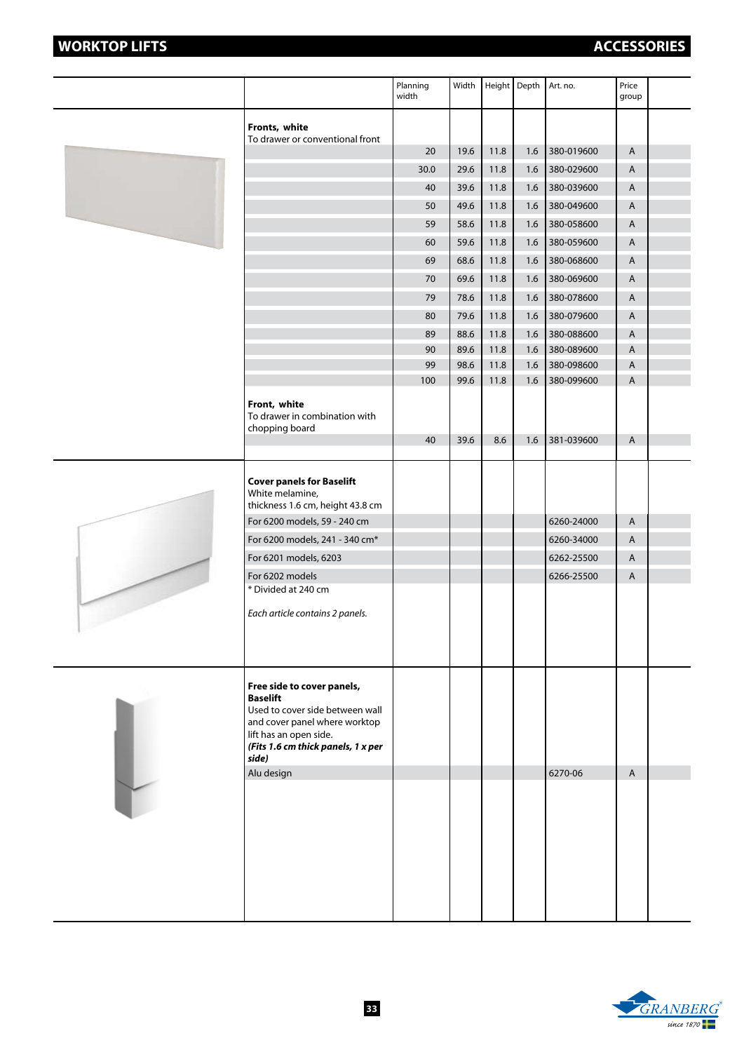## WORKTOP LIFTS — ACCESSORIES

| | Planning width | Width | Height | Depth | Art. no. | Price group |
|---|---|---|---|---|---|---|
| **Fronts, white** To drawer or conventional front | | | | | | |
| | 20 | 19.6 | 11.8 | 1.6 | 380-019600 | A |
| | 30.0 | 29.6 | 11.8 | 1.6 | 380-029600 | A |
| | 40 | 39.6 | 11.8 | 1.6 | 380-039600 | A |
| | 50 | 49.6 | 11.8 | 1.6 | 380-049600 | A |
| | 59 | 58.6 | 11.8 | 1.6 | 380-058600 | A |
| | 60 | 59.6 | 11.8 | 1.6 | 380-059600 | A |
| | 69 | 68.6 | 11.8 | 1.6 | 380-068600 | A |
| | 70 | 69.6 | 11.8 | 1.6 | 380-069600 | A |
| | 79 | 78.6 | 11.8 | 1.6 | 380-078600 | A |
| | 80 | 79.6 | 11.8 | 1.6 | 380-079600 | A |
| | 89 | 88.6 | 11.8 | 1.6 | 380-088600 | A |
| | 90 | 89.6 | 11.8 | 1.6 | 380-089600 | A |
| | 99 | 98.6 | 11.8 | 1.6 | 380-098600 | A |
| | 100 | 99.6 | 11.8 | 1.6 | 380-099600 | A |
| **Front, white** To drawer in combination with chopping board | | | | | | |
| | 40 | 39.6 | 8.6 | 1.6 | 381-039600 | A |
| **Cover panels for Baselift** White melamine, thickness 1.6 cm, height 43.8 cm | | | | | | |
| For 6200 models, 59 - 240 cm | | | | | 6260-24000 | A |
| For 6200 models, 241 - 340 cm* | | | | | 6260-34000 | A |
| For 6201 models, 6203 | | | | | 6262-25500 | A |
| For 6202 models | | | | | 6266-25500 | A |
| * Divided at 240 cm | | | | | | |
| *Each article contains 2 panels.* | | | | | | |
| **Free side to cover panels, Baselift** Used to cover side between wall and cover panel where worktop lift has an open side. ***(Fits 1.6 cm thick panels, 1 x per side)*** | | | | | | |
| Alu design | | | | | 6270-06 | A |